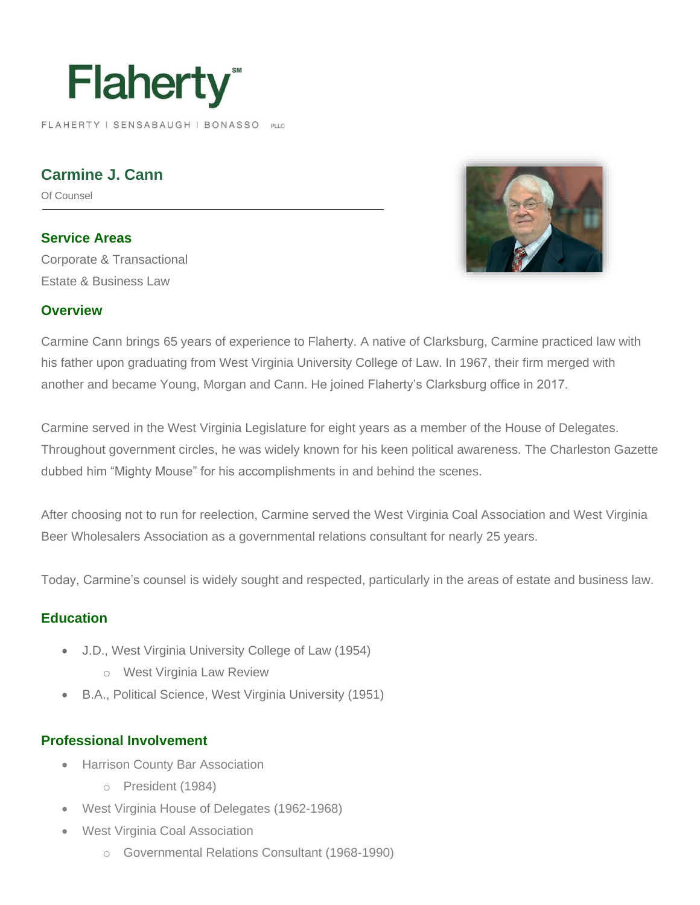Flaherty℠

FLAHERTY | SENSABAUGH | BONASSO PLLC

# Carmine J. Cann

Of Counsel

## Service Areas

Corporate & Transactional

Estate & Business Law

## Overview

Carmine Cann brings 65 years of experience to Flaherty. A native of Clarksburg, Carmine practiced law with his father upon graduating from West Virginia University College of Law. In 1967, their firm merged with another and became Young, Morgan and Cann. He joined Flaherty's Clarksburg office in 2017.

Carmine served in the West Virginia Legislature for eight years as a member of the House of Delegates. Throughout government circles, he was widely known for his keen political awareness. The Charleston Gazette dubbed him "Mighty Mouse" for his accomplishments in and behind the scenes.

After choosing not to run for reelection, Carmine served the West Virginia Coal Association and West Virginia Beer Wholesalers Association as a governmental relations consultant for nearly 25 years.

Today, Carmine's counsel is widely sought and respected, particularly in the areas of estate and business law.

## Education

- J.D., West Virginia University College of Law (1954)
  - West Virginia Law Review
- B.A., Political Science, West Virginia University (1951)

## Professional Involvement

- Harrison County Bar Association
  - President (1984)
- West Virginia House of Delegates (1962-1968)
- West Virginia Coal Association
  - Governmental Relations Consultant (1968-1990)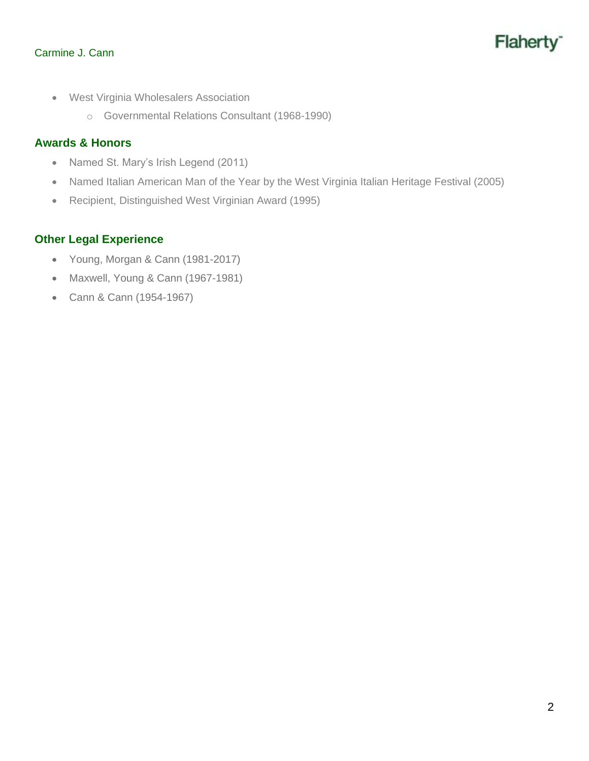- West Virginia Wholesalers Association
  - Governmental Relations Consultant (1968-1990)

## Awards & Honors

- Named St. Mary's Irish Legend (2011)
- Named Italian American Man of the Year by the West Virginia Italian Heritage Festival (2005)
- Recipient, Distinguished West Virginian Award (1995)

## Other Legal Experience

- Young, Morgan & Cann (1981-2017)
- Maxwell, Young & Cann (1967-1981)
- Cann & Cann (1954-1967)